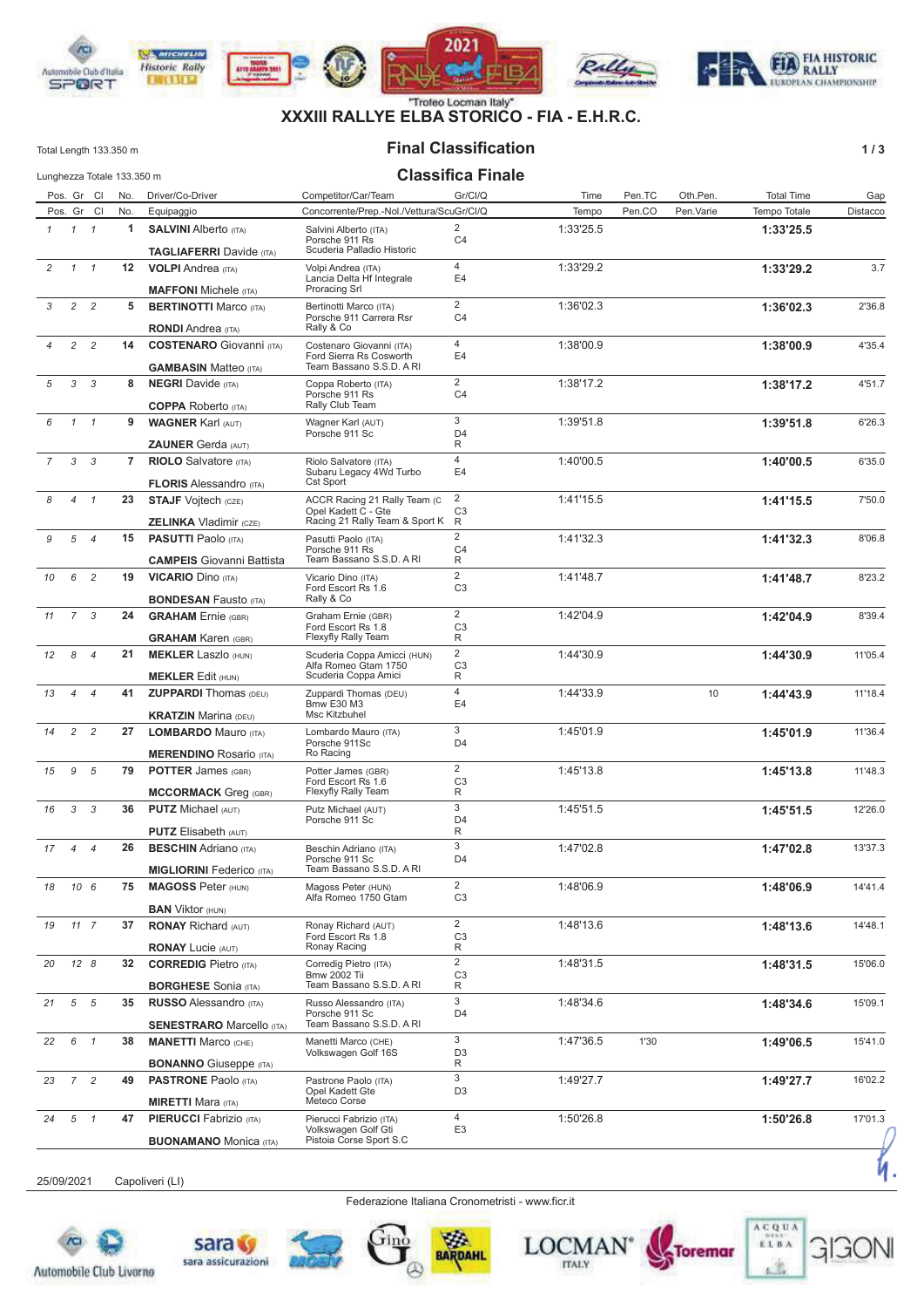"Trofeo Locman Italy"

# XXXIII RALLYE ELBA STORICO - FIA - E.H.R.C.

Total Length 133.350 m

Lunghezza Totale 133.350 m

## Final Classification

## Classifica Finale

| Pos. | Gr | Cl | No. | Driver/Co-Driver (Equipaggio) | Competitor/Car/Team (Concorrente/Prep.-Nol./Vettura/Scu) | Gr/Cl/Q | Time (Tempo) | Pen.TC (Pen.CO) | Oth.Pen. (Pen.Varie) | Total Time (Tempo Totale) | Gap (Distacco) |
|---|---|---|---|---|---|---|---|---|---|---|---|
| 1 | 1 | 1 | 1 | **SALVINI** Alberto (ITA) / **TAGLIAFERRI** Davide (ITA) | Salvini Alberto (ITA) / Porsche 911 Rs / Scuderia Palladio Historic | 2 C4 | 1:33'25.5 | | | **1:33'25.5** | |
| 2 | 1 | 1 | 12 | **VOLPI** Andrea (ITA) / **MAFFONI** Michele (ITA) | Volpi Andrea (ITA) / Lancia Delta Hf Integrale / Proracing Srl | 4 E4 | 1:33'29.2 | | | **1:33'29.2** | 3.7 |
| 3 | 2 | 2 | 5 | **BERTINOTTI** Marco (ITA) / **RONDI** Andrea (ITA) | Bertinotti Marco (ITA) / Porsche 911 Carrera Rsr / Rally & Co | 2 C4 | 1:36'02.3 | | | **1:36'02.3** | 2'36.8 |
| 4 | 2 | 2 | 14 | **COSTENARO** Giovanni (ITA) / **GAMBASIN** Matteo (ITA) | Costenaro Giovanni (ITA) / Ford Sierra Rs Cosworth / Team Bassano S.S.D. A RI | 4 E4 | 1:38'00.9 | | | **1:38'00.9** | 4'35.4 |
| 5 | 3 | 3 | 8 | **NEGRI** Davide (ITA) / **COPPA** Roberto (ITA) | Coppa Roberto (ITA) / Porsche 911 Rs / Rally Club Team | 2 C4 | 1:38'17.2 | | | **1:38'17.2** | 4'51.7 |
| 6 | 1 | 1 | 9 | **WAGNER** Karl (AUT) / **ZAUNER** Gerda (AUT) | Wagner Karl (AUT) / Porsche 911 Sc | 3 D4 R | 1:39'51.8 | | | **1:39'51.8** | 6'26.3 |
| 7 | 3 | 3 | 7 | **RIOLO** Salvatore (ITA) / **FLORIS** Alessandro (ITA) | Riolo Salvatore (ITA) / Subaru Legacy 4Wd Turbo / Cst Sport | 4 E4 | 1:40'00.5 | | | **1:40'00.5** | 6'35.0 |
| 8 | 4 | 1 | 23 | **STAJF** Vojtech (CZE) / **ZELINKA** Vladimir (CZE) | ACCR Racing 21 Rally Team (C / Opel Kadett C - Gte / Racing 21 Rally Team & Sport K | 2 C3 R | 1:41'15.5 | | | **1:41'15.5** | 7'50.0 |
| 9 | 5 | 4 | 15 | **PASUTTI** Paolo (ITA) / **CAMPEIS** Giovanni Battista | Pasutti Paolo (ITA) / Porsche 911 Rs / Team Bassano S.S.D. A RI | 2 C4 R | 1:41'32.3 | | | **1:41'32.3** | 8'06.8 |
| 10 | 6 | 2 | 19 | **VICARIO** Dino (ITA) / **BONDESAN** Fausto (ITA) | Vicario Dino (ITA) / Ford Escort Rs 1.6 / Rally & Co | 2 C3 | 1:41'48.7 | | | **1:41'48.7** | 8'23.2 |
| 11 | 7 | 3 | 24 | **GRAHAM** Ernie (GBR) / **GRAHAM** Karen (GBR) | Graham Ernie (GBR) / Ford Escort Rs 1.8 / Flexfly Rally Team | 2 C3 R | 1:42'04.9 | | | **1:42'04.9** | 8'39.4 |
| 12 | 8 | 4 | 21 | **MEKLER** Laszlo (HUN) / **MEKLER** Edit (HUN) | Scuderia Coppa Amicci (HUN) / Alfa Romeo Gtam 1750 / Scuderia Coppa Amici | 2 C3 R | 1:44'30.9 | | | **1:44'30.9** | 11'05.4 |
| 13 | 4 | 4 | 41 | **ZUPPARDI** Thomas (DEU) / **KRATZIN** Marina (DEU) | Zuppardi Thomas (DEU) / Bmw E30 M3 / Msc Kitzbuhel | 4 E4 | 1:44'33.9 | | 10 | **1:44'43.9** | 11'18.4 |
| 14 | 2 | 2 | 27 | **LOMBARDO** Mauro (ITA) / **MERENDINO** Rosario (ITA) | Lombardo Mauro (ITA) / Porsche 911Sc / Ro Racing | 3 D4 | 1:45'01.9 | | | **1:45'01.9** | 11'36.4 |
| 15 | 9 | 5 | 79 | **POTTER** James (GBR) / **MCCORMACK** Greg (GBR) | Potter James (GBR) / Ford Escort Rs 1.6 / Flexfly Rally Team | 2 C3 R | 1:45'13.8 | | | **1:45'13.8** | 11'48.3 |
| 16 | 3 | 3 | 36 | **PUTZ** Michael (AUT) / **PUTZ** Elisabeth (AUT) | Putz Michael (AUT) / Porsche 911 Sc | 3 D4 R | 1:45'51.5 | | | **1:45'51.5** | 12'26.0 |
| 17 | 4 | 4 | 26 | **BESCHIN** Adriano (ITA) / **MIGLIORINI** Federico (ITA) | Beschin Adriano (ITA) / Porsche 911 Sc / Team Bassano S.S.D. A RI | 3 D4 | 1:47'02.8 | | | **1:47'02.8** | 13'37.3 |
| 18 | 10 | 6 | 75 | **MAGOSS** Peter (HUN) / **BAN** Viktor (HUN) | Magoss Peter (HUN) / Alfa Romeo 1750 Gtam | 2 C3 | 1:48'06.9 | | | **1:48'06.9** | 14'41.4 |
| 19 | 11 | 7 | 37 | **RONAY** Richard (AUT) / **RONAY** Lucie (AUT) | Ronay Richard (AUT) / Ford Escort Rs 1.8 / Ronay Racing | 2 C3 R | 1:48'13.6 | | | **1:48'13.6** | 14'48.1 |
| 20 | 12 | 8 | 32 | **CORREDIG** Pietro (ITA) / **BORGHESE** Sonia (ITA) | Corredig Pietro (ITA) / Bmw 2002 Tii / Team Bassano S.S.D. A RI | 2 C3 R | 1:48'31.5 | | | **1:48'31.5** | 15'06.0 |
| 21 | 5 | 5 | 35 | **RUSSO** Alessandro (ITA) / **SENESTRARO** Marcello (ITA) | Russo Alessandro (ITA) / Porsche 911 Sc / Team Bassano S.S.D. A RI | 3 D4 | 1:48'34.6 | | | **1:48'34.6** | 15'09.1 |
| 22 | 6 | 1 | 38 | **MANETTI** Marco (CHE) / **BONANNO** Giuseppe (ITA) | Manetti Marco (CHE) / Volkswagen Golf 16S | 3 D3 R | 1:47'36.5 | 1'30 | | **1:49'06.5** | 15'41.0 |
| 23 | 7 | 2 | 49 | **PASTRONE** Paolo (ITA) / **MIRETTI** Mara (ITA) | Pastrone Paolo (ITA) / Opel Kadett Gte / Meteco Corse | 3 D3 | 1:49'27.7 | | | **1:49'27.7** | 16'02.2 |
| 24 | 5 | 1 | 47 | **PIERUCCI** Fabrizio (ITA) / **BUONAMANO** Monica (ITA) | Pierucci Fabrizio (ITA) / Volkswagen Golf Gti / Pistoia Corse Sport S.C | 4 E3 | 1:50'26.8 | | | **1:50'26.8** | 17'01.3 |

25/09/2021 Capoliveri (LI)

Federazione Italiana Cronometristi - www.ficr.it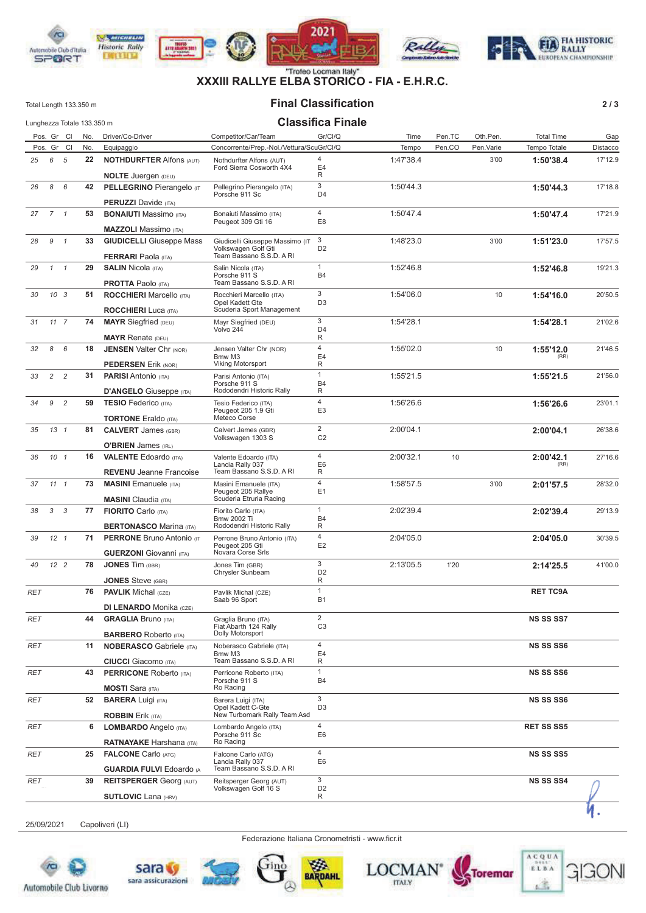"Trofeo Locman Italy"

# XXXIII RALLYE ELBA STORICO - FIA - E.H.R.C.

Total Length 133.350 m

Lunghezza Totale 133.350 m

## Final Classification

## Classifica Finale

| Pos. | Gr | Cl | No. | Driver/Co-Driver | Competitor/Car/Team | Gr/Cl/Q | Time | Pen.TC | Oth.Pen. | Total Time | Gap |
|---|---|---|---|---|---|---|---|---|---|---|---|
| Pos. | Gr | Cl | No. | Equipaggio | Concorrente/Prep.-Nol./Vettura/Scu | Gr/Cl/Q | Tempo | Pen.CO | Pen.Varie | Tempo Totale | Distacco |
| 25 | 6 | 5 | 22 | **NOTHDURFTER Alfons** (AUT) / **NOLTE Juergen** (DEU) | Nothdurfter Alfons (AUT) / Ford Sierra Cosworth 4X4 | 4 / E4 / R | 1:47'38.4 | | 3'00 | **1:50'38.4** | 17'12.9 |
| 26 | 8 | 6 | 42 | **PELLEGRINO Pierangelo** (IT / **PERUZZI Davide** (ITA) | Pellegrino Pierangelo (ITA) / Porsche 911 Sc | 3 / D4 | 1:50'44.3 | | | **1:50'44.3** | 17'18.8 |
| 27 | 7 | 1 | 53 | **BONAIUTI Massimo** (ITA) / **MAZZOLI Massimo** (ITA) | Bonaiuti Massimo (ITA) / Peugeot 309 Gti 16 | 4 / E8 | 1:50'47.4 | | | **1:50'47.4** | 17'21.9 |
| 28 | 9 | 1 | 33 | **GIUDICELLI Giuseppe Mass** / **FERRARI Paola** (ITA) | Giudicelli Giuseppe Massimo (IT / Volkswagen Golf Gti / Team Bassano S.S.D. A Rl | 3 / D2 | 1:48'23.0 | | 3'00 | **1:51'23.0** | 17'57.5 |
| 29 | 1 | 1 | 29 | **SALIN Nicola** (ITA) / **PROTTA Paolo** (ITA) | Salin Nicola (ITA) / Porsche 911 S / Team Bassano S.S.D. A Rl | 1 / B4 | 1:52'46.8 | | | **1:52'46.8** | 19'21.3 |
| 30 | 10 | 3 | 51 | **ROCCHIERI Marcello** (ITA) / **ROCCHIERI Luca** (ITA) | Rocchieri Marcello (ITA) / Opel Kadett Gte / Scuderia Sport Management | 3 / D3 | 1:54'06.0 | | 10 | **1:54'16.0** | 20'50.5 |
| 31 | 11 | 7 | 74 | **MAYR Siegfried** (DEU) / **MAYR Renate** (DEU) | Mayr Siegfried (DEU) / Volvo 244 | 3 / D4 / R | 1:54'28.1 | | | **1:54'28.1** | 21'02.6 |
| 32 | 8 | 6 | 18 | **JENSEN Valter Chr** (NOR) / **PEDERSEN Erik** (NOR) | Jensen Valter Chr (NOR) / Bmw M3 / Viking Motorsport | 4 / E4 / R | 1:55'02.0 | | 10 | **1:55'12.0** (RR) | 21'46.5 |
| 33 | 2 | 2 | 31 | **PARISI Antonio** (ITA) / **D'ANGELO Giuseppe** (ITA) | Parisi Antonio (ITA) / Porsche 911 S / Rododendri Historic Rally | 1 / B4 / R | 1:55'21.5 | | | **1:55'21.5** | 21'56.0 |
| 34 | 9 | 2 | 59 | **TESIO Federico** (ITA) / **TORTONE Eraldo** (ITA) | Tesio Federico (ITA) / Peugeot 205 1.9 Gti / Meteco Corse | 4 / E3 | 1:56'26.6 | | | **1:56'26.6** | 23'01.1 |
| 35 | 13 | 1 | 81 | **CALVERT James** (GBR) / **O'BRIEN James** (IRL) | Calvert James (GBR) / Volkswagen 1303 S | 2 / C2 | 2:00'04.1 | | | **2:00'04.1** | 26'38.6 |
| 36 | 10 | 1 | 16 | **VALENTE Edoardo** (ITA) / **REVENU Jeanne Francoise** | Valente Edoardo (ITA) / Lancia Rally 037 / Team Bassano S.S.D. A Rl | 4 / E6 / R | 2:00'32.1 | 10 | | **2:00'42.1** (RR) | 27'16.6 |
| 37 | 11 | 1 | 73 | **MASINI Emanuele** (ITA) / **MASINI Claudia** (ITA) | Masini Emanuele (ITA) / Peugeot 205 Rallye / Scuderia Etruria Racing | 4 / E1 | 1:58'57.5 | | 3'00 | **2:01'57.5** | 28'32.0 |
| 38 | 3 | 3 | 77 | **FIORITO Carlo** (ITA) / **BERTONASCO Marina** (ITA) | Fiorito Carlo (ITA) / Bmw 2002 Ti / Rododendri Historic Rally | 1 / B4 / R | 2:02'39.4 | | | **2:02'39.4** | 29'13.9 |
| 39 | 12 | 1 | 71 | **PERRONE Bruno Antonio** (IT / **GUERZONI Giovanni** (ITA) | Perrone Bruno Antonio (ITA) / Peugeot 205 Gti / Novara Corse Srls | 4 / E2 | 2:04'05.0 | | | **2:04'05.0** | 30'39.5 |
| 40 | 12 | 2 | 78 | **JONES Tim** (GBR) / **JONES Steve** (GBR) | Jones Tim (GBR) / Chrysler Sunbeam | 3 / D2 / R | 2:13'05.5 | 1'20 | | **2:14'25.5** | 41'00.0 |
| RET | | | 76 | **PAVLIK Michal** (CZE) / **DI LENARDO Monika** (CZE) | Pavlik Michal (CZE) / Saab 96 Sport | 1 / B1 | | | | **RET TC9A** | |
| RET | | | 44 | **GRAGLIA Bruno** (ITA) / **BARBERO Roberto** (ITA) | Graglia Bruno (ITA) / Fiat Abarth 124 Rally / Dolly Motorsport | 2 / C3 | | | | **NS SS SS7** | |
| RET | | | 11 | **NOBERASCO Gabriele** (ITA) / **CIUCCI Giacomo** (ITA) | Noberasco Gabriele (ITA) / Bmw M3 / Team Bassano S.S.D. A Rl | 4 / E4 / R | | | | **NS SS SS6** | |
| RET | | | 43 | **PERRICONE Roberto** (ITA) / **MOSTI Sara** (ITA) | Perricone Roberto (ITA) / Porsche 911 S / Ro Racing | 1 / B4 | | | | **NS SS SS6** | |
| RET | | | 52 | **BARERA Luigi** (ITA) / **ROBBIN Erik** (ITA) | Barera Luigi (ITA) / Opel Kadett C-Gte / New Turbomark Rally Team Asd | 3 / D3 | | | | **NS SS SS6** | |
| RET | | | 6 | **LOMBARDO Angelo** (ITA) / **RATNAYAKE Harshana** (ITA) | Lombardo Angelo (ITA) / Porsche 911 Sc / Ro Racing | 4 / E6 | | | | **RET SS SS5** | |
| RET | | | 25 | **FALCONE Carlo** (ATG) / **GUARDIA FULVI Edoardo** (A | Falcone Carlo (ATG) / Lancia Rally 037 / Team Bassano S.S.D. A Rl | 4 / E6 | | | | **NS SS SS5** | |
| RET | | | 39 | **REITSPERGER Georg** (AUT) / **SUTLOVIC Lana** (HRV) | Reitsperger Georg (AUT) / Volkswagen Golf 16 S | 3 / D2 / R | | | | **NS SS SS4** | |

25/09/2021 Capoliveri (LI)

Federazione Italiana Cronometristi - www.ficr.it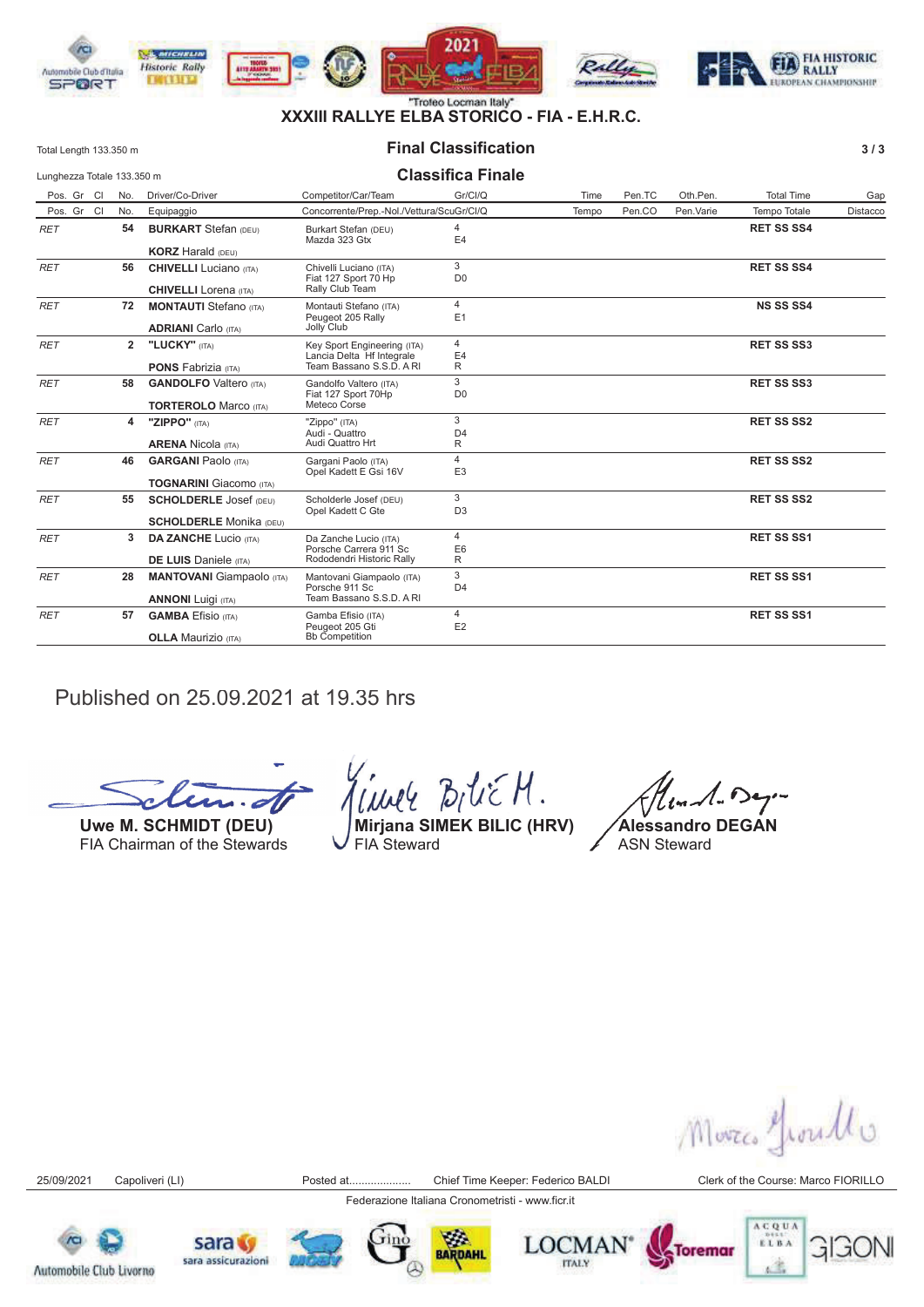"Trofeo Locman Italy"

# XXXIII RALLYE ELBA STORICO - FIA - E.H.R.C.

Total Length 133.350 m

Lunghezza Totale 133.350 m

## Final Classification

## Classifica Finale

| Pos. Gr Cl<br>Pos. Gr Cl | No.<br>No. | Driver/Co-Driver<br>Equipaggio | Competitor/Car/Team<br>Concorrente/Prep.-Nol./Vettura/ScuGr/Cl/Q | Gr/Cl/Q | Time<br>Tempo | Pen.TC<br>Pen.CO | Oth.Pen.<br>Pen.Varie | Total Time<br>Tempo Totale | Gap<br>Distacco |
|---|---|---|---|---|---|---|---|---|---|
| *RET* | **54** | **BURKART** Stefan (DEU)<br>**KORZ** Harald (DEU) | Burkart Stefan (DEU)<br>Mazda 323 Gtx | 4<br>E4 | | | | **RET SS SS4** | |
| *RET* | **56** | **CHIVELLI** Luciano (ITA)<br>**CHIVELLI** Lorena (ITA) | Chivelli Luciano (ITA)<br>Fiat 127 Sport 70 Hp<br>Rally Club Team | 3<br>D0 | | | | **RET SS SS4** | |
| *RET* | **72** | **MONTAUTI** Stefano (ITA)<br>**ADRIANI** Carlo (ITA) | Montauti Stefano (ITA)<br>Peugeot 205 Rally<br>Jolly Club | 4<br>E1 | | | | **NS SS SS4** | |
| *RET* | **2** | **"LUCKY"** (ITA)<br>**PONS** Fabrizia (ITA) | Key Sport Engineering (ITA)<br>Lancia Delta Hf Integrale<br>Team Bassano S.S.D. A RI | 4<br>E4<br>R | | | | **RET SS SS3** | |
| *RET* | **58** | **GANDOLFO** Valtero (ITA)<br>**TORTEROLO** Marco (ITA) | Gandolfo Valtero (ITA)<br>Fiat 127 Sport 70Hp<br>Meteco Corse | 3<br>D0 | | | | **RET SS SS3** | |
| *RET* | **4** | **"ZIPPO"** (ITA)<br>**ARENA** Nicola (ITA) | "Zippo" (ITA)<br>Audi - Quattro<br>Audi Quattro Hrt | 3<br>D4<br>R | | | | **RET SS SS2** | |
| *RET* | **46** | **GARGANI** Paolo (ITA)<br>**TOGNARINI** Giacomo (ITA) | Gargani Paolo (ITA)<br>Opel Kadett E Gsi 16V | 4<br>E3 | | | | **RET SS SS2** | |
| *RET* | **55** | **SCHOLDERLE** Josef (DEU)<br>**SCHOLDERLE** Monika (DEU) | Scholderle Josef (DEU)<br>Opel Kadett C Gte | 3<br>D3 | | | | **RET SS SS2** | |
| *RET* | **3** | **DA ZANCHE** Lucio (ITA)<br>**DE LUIS** Daniele (ITA) | Da Zanche Lucio (ITA)<br>Porsche Carrera 911 Sc<br>Rododendri Historic Rally | 4<br>E6<br>R | | | | **RET SS SS1** | |
| *RET* | **28** | **MANTOVANI** Giampaolo (ITA)<br>**ANNONI** Luigi (ITA) | Mantovani Giampaolo (ITA)<br>Porsche 911 Sc<br>Team Bassano S.S.D. A RI | 3<br>D4 | | | | **RET SS SS1** | |
| *RET* | **57** | **GAMBA** Efisio (ITA)<br>**OLLA** Maurizio (ITA) | Gamba Efisio (ITA)<br>Peugeot 205 Gti<br>Bb Competition | 4<br>E2 | | | | **RET SS SS1** | |

Published on 25.09.2021 at 19.35 hrs

**Uwe M. SCHMIDT (DEU)**
FIA Chairman of the Stewards

**Mirjana SIMEK BILIC (HRV)**
FIA Steward

**Alessandro DEGAN**
ASN Steward

25/09/2021 Capoliveri (LI) Posted at.................... Chief Time Keeper: Federico BALDI Clerk of the Course: Marco FIORILLO

Federazione Italiana Cronometristi - www.ficr.it